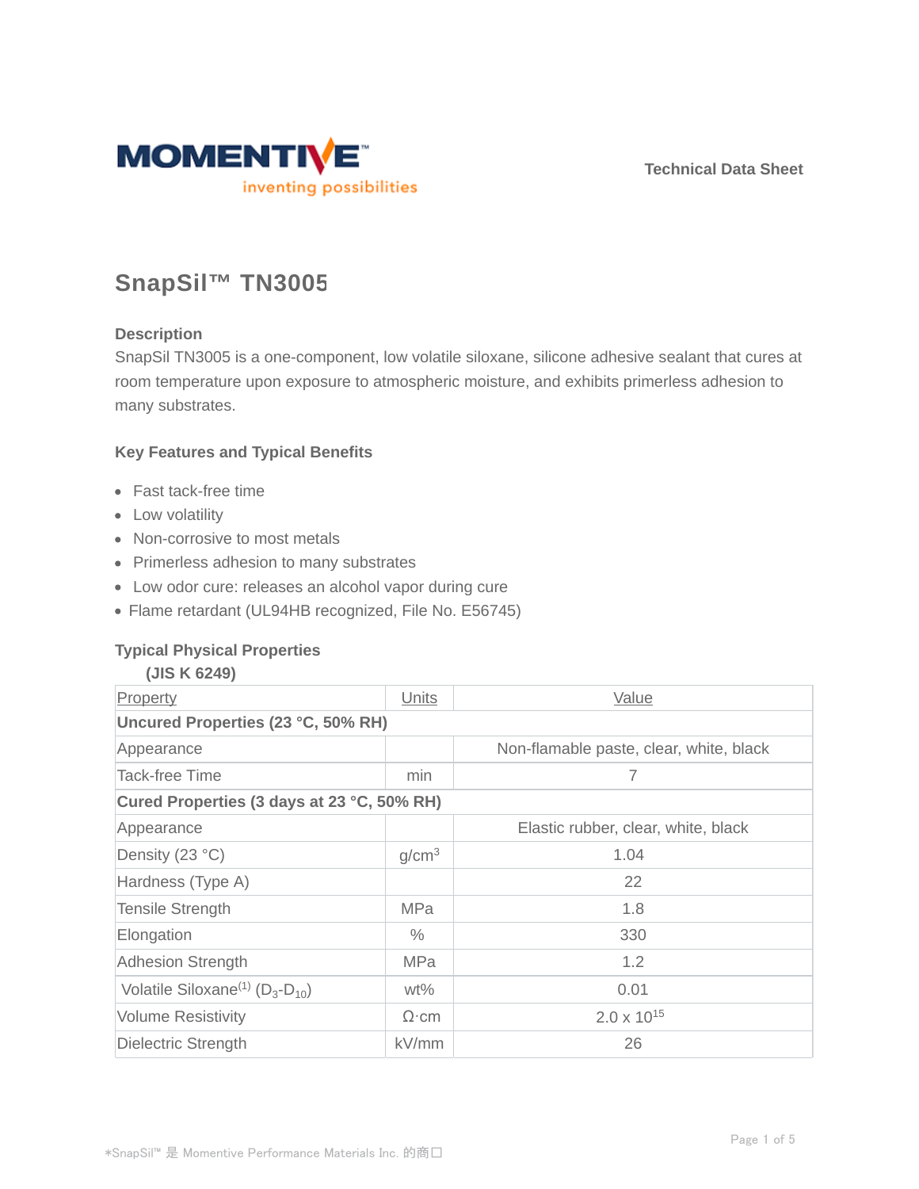Technical Data Sheet

# SnapSil™ TN3005

## Description

SnapSil TN3005 is a one-component, low volatile siloxane, silicone adhesive sealant that cures at room temperature upon exposure to atmospheric moisture, and exhibits primerless adhesion to many substrates.

## Key Features and Typical Benefits

- Fast tack-free time
- Low volatility
- Non-corrosive to most metals
- Primerless adhesion to many substrates
- Low odor cure: releases an alcohol vapor during cure
- Flame retardant (UL94HB recognized, File No. E56745)

## Typical Physical Properties

**(JIS K 6249)**

| Property | Units | Value |
|---|---|---|
| **Uncured Properties (23 °C, 50% RH)** | | |
| Appearance | | Non-flamable paste, clear, white, black |
| Tack-free Time | min | 7 |
| **Cured Properties (3 days at 23 °C, 50% RH)** | | |
| Appearance | | Elastic rubber, clear, white, black |
| Density (23 °C) | g/cm$^3$ | 1.04 |
| Hardness (Type A) | | 22 |
| Tensile Strength | MPa | 1.8 |
| Elongation | % | 330 |
| Adhesion Strength | MPa | 1.2 |
| Volatile Siloxane(1) ($D_3$-$D_{10}$) | wt% | 0.01 |
| Volume Resistivity | Ω·cm | 2.0 x $10^{15}$ |
| Dielectric Strength | kV/mm | 26 |

*SnapSil™ 是 Momentive Performance Materials Inc. 的商口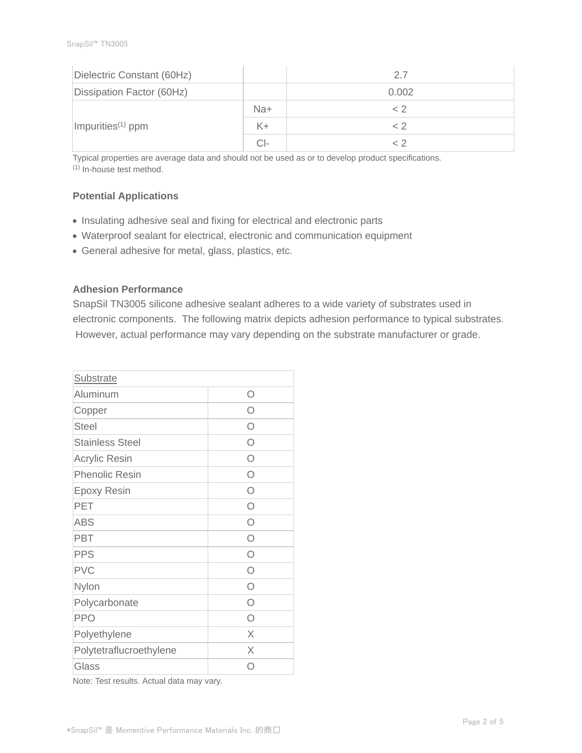| | | |
|---|---|---|
| Dielectric Constant (60Hz) | | 2.7 |
| Dissipation Factor (60Hz) | | 0.002 |
| Impurities[1] ppm | Na+ | < 2 |
| | K+ | < 2 |
| | Cl- | < 2 |

Typical properties are average data and should not be used as or to develop product specifications.
[1] In-house test method.

### Potential Applications

- Insulating adhesive seal and fixing for electrical and electronic parts
- Waterproof sealant for electrical, electronic and communication equipment
- General adhesive for metal, glass, plastics, etc.

### Adhesion Performance

SnapSil TN3005 silicone adhesive sealant adheres to a wide variety of substrates used in electronic components. The following matrix depicts adhesion performance to typical substrates. However, actual performance may vary depending on the substrate manufacturer or grade.

| Substrate | |
|---|---|
| Aluminum | O |
| Copper | O |
| Steel | O |
| Stainless Steel | O |
| Acrylic Resin | O |
| Phenolic Resin | O |
| Epoxy Resin | O |
| PET | O |
| ABS | O |
| PBT | O |
| PPS | O |
| PVC | O |
| Nylon | O |
| Polycarbonate | O |
| PPO | O |
| Polyethylene | X |
| Polytetraflucroethylene | X |
| Glass | O |

Note: Test results. Actual data may vary.

*SnapSil™ 是 Momentive Performance Materials Inc. 的商口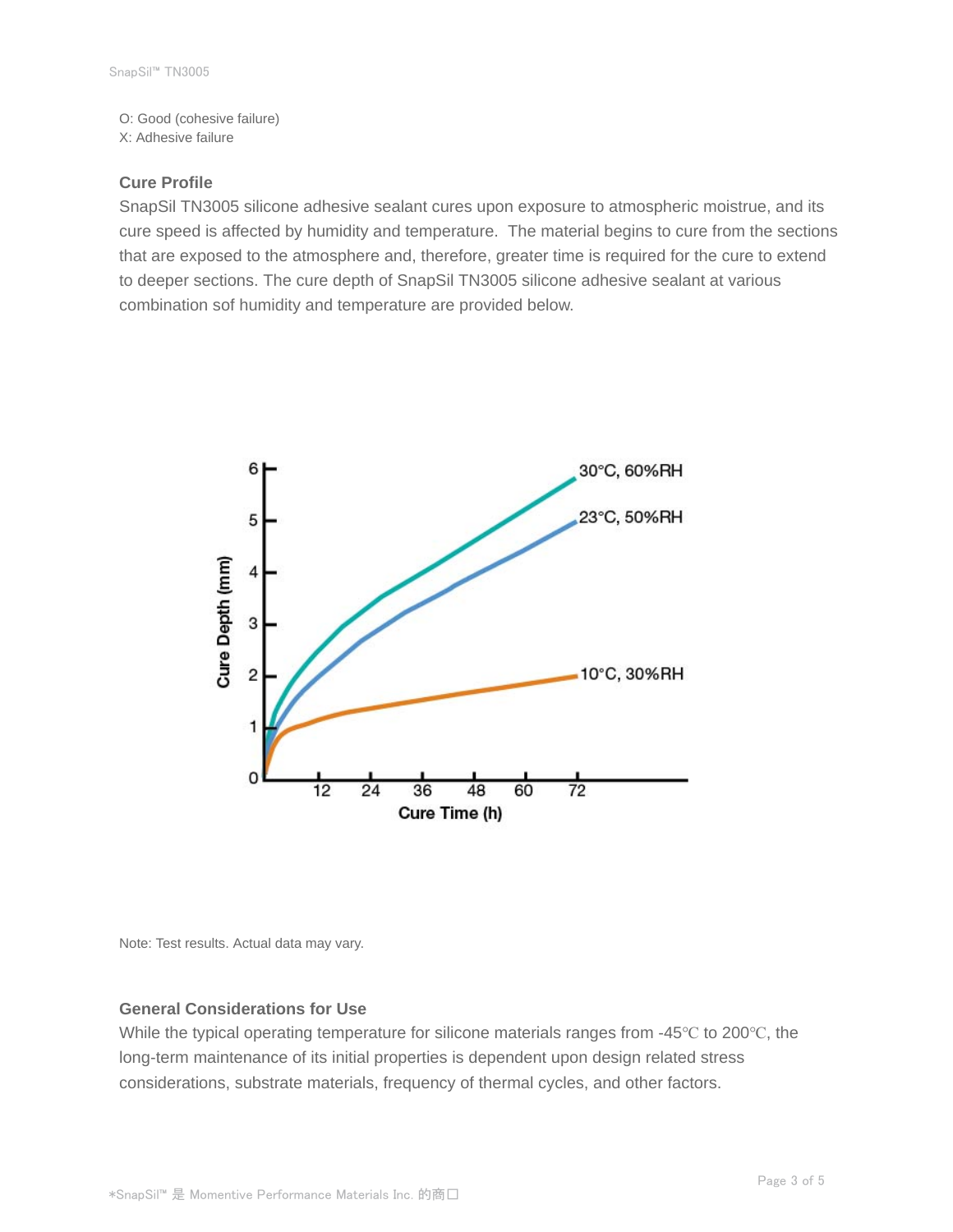O: Good (cohesive failure)
X: Adhesive failure

### Cure Profile

SnapSil TN3005 silicone adhesive sealant cures upon exposure to atmospheric moistrue, and its cure speed is affected by humidity and temperature.  The material begins to cure from the sections that are exposed to the atmosphere and, therefore, greater time is required for the cure to extend to deeper sections. The cure depth of SnapSil TN3005 silicone adhesive sealant at various combination sof humidity and temperature are provided below.

Note: Test results. Actual data may vary.

### General Considerations for Use

While the typical operating temperature for silicone materials ranges from -45℃ to 200℃, the long-term maintenance of its initial properties is dependent upon design related stress considerations, substrate materials, frequency of thermal cycles, and other factors.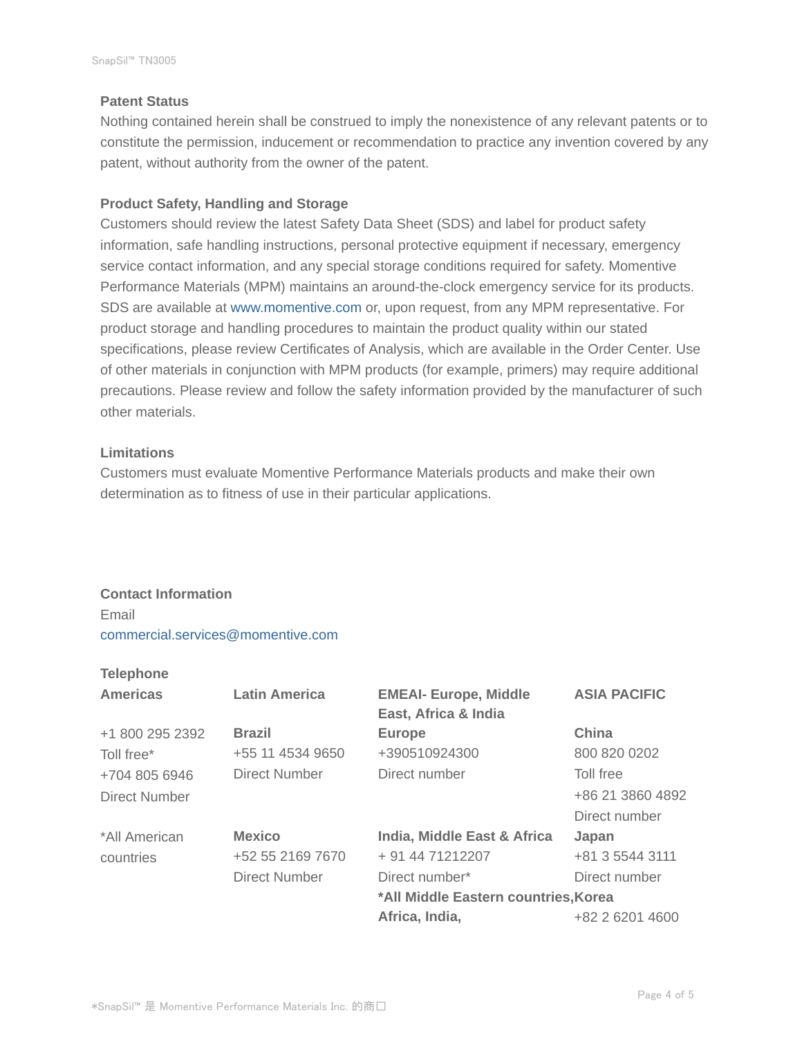### Patent Status

Nothing contained herein shall be construed to imply the nonexistence of any relevant patents or to constitute the permission, inducement or recommendation to practice any invention covered by any patent, without authority from the owner of the patent.

### Product Safety, Handling and Storage

Customers should review the latest Safety Data Sheet (SDS) and label for product safety information, safe handling instructions, personal protective equipment if necessary, emergency service contact information, and any special storage conditions required for safety. Momentive Performance Materials (MPM) maintains an around-the-clock emergency service for its products. SDS are available at www.momentive.com or, upon request, from any MPM representative. For product storage and handling procedures to maintain the product quality within our stated specifications, please review Certificates of Analysis, which are available in the Order Center. Use of other materials in conjunction with MPM products (for example, primers) may require additional precautions. Please review and follow the safety information provided by the manufacturer of such other materials.

### Limitations

Customers must evaluate Momentive Performance Materials products and make their own determination as to fitness of use in their particular applications.

### Contact Information

Email

commercial.services@momentive.com

**Telephone**

| **Americas** | **Latin America** | **EMEAI- Europe, Middle East, Africa & India** | **ASIA PACIFIC** |
|---|---|---|---|
| +1 800 295 2392<br>Toll free*<br>+704 805 6946<br>Direct Number | **Brazil**<br>+55 11 4534 9650<br>Direct Number | **Europe**<br>+390510924300<br>Direct number | **China**<br>800 820 0202<br>Toll free<br>+86 21 3860 4892<br>Direct number |
| *All American countries | **Mexico**<br>+52 55 2169 7670<br>Direct Number | **India, Middle East & Africa**<br>+ 91 44 71212207<br>Direct number*<br>***All Middle Eastern countries, Africa, India,** | **Japan**<br>+81 3 5544 3111<br>Direct number<br>**Korea**<br>+82 2 6201 4600 |

*SnapSil™ 是 Momentive Performance Materials Inc. 的商口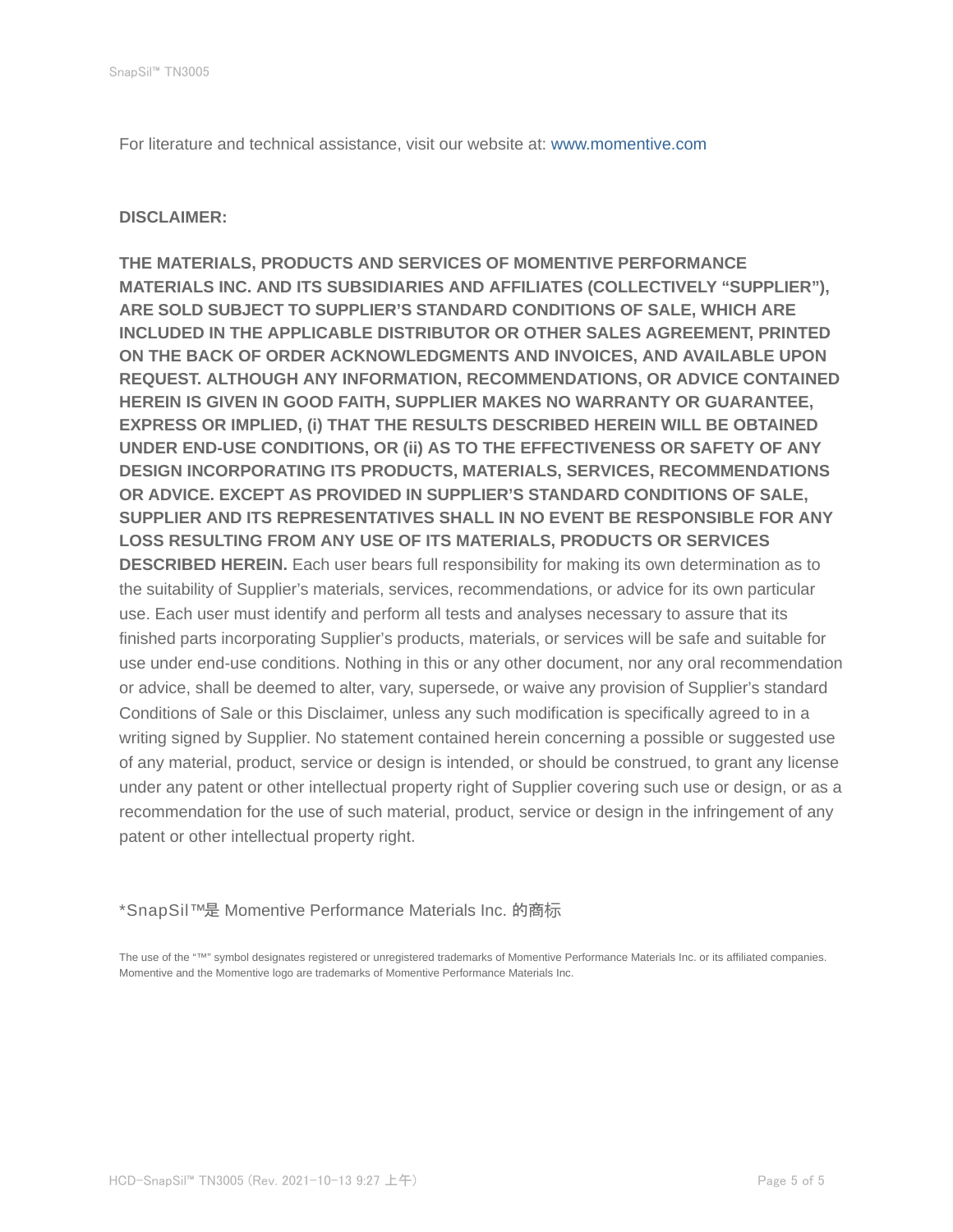For literature and technical assistance, visit our website at: www.momentive.com

**DISCLAIMER:**

**THE MATERIALS, PRODUCTS AND SERVICES OF MOMENTIVE PERFORMANCE MATERIALS INC. AND ITS SUBSIDIARIES AND AFFILIATES (COLLECTIVELY "SUPPLIER"), ARE SOLD SUBJECT TO SUPPLIER'S STANDARD CONDITIONS OF SALE, WHICH ARE INCLUDED IN THE APPLICABLE DISTRIBUTOR OR OTHER SALES AGREEMENT, PRINTED ON THE BACK OF ORDER ACKNOWLEDGMENTS AND INVOICES, AND AVAILABLE UPON REQUEST. ALTHOUGH ANY INFORMATION, RECOMMENDATIONS, OR ADVICE CONTAINED HEREIN IS GIVEN IN GOOD FAITH, SUPPLIER MAKES NO WARRANTY OR GUARANTEE, EXPRESS OR IMPLIED, (i) THAT THE RESULTS DESCRIBED HEREIN WILL BE OBTAINED UNDER END-USE CONDITIONS, OR (ii) AS TO THE EFFECTIVENESS OR SAFETY OF ANY DESIGN INCORPORATING ITS PRODUCTS, MATERIALS, SERVICES, RECOMMENDATIONS OR ADVICE. EXCEPT AS PROVIDED IN SUPPLIER'S STANDARD CONDITIONS OF SALE, SUPPLIER AND ITS REPRESENTATIVES SHALL IN NO EVENT BE RESPONSIBLE FOR ANY LOSS RESULTING FROM ANY USE OF ITS MATERIALS, PRODUCTS OR SERVICES DESCRIBED HEREIN.** Each user bears full responsibility for making its own determination as to the suitability of Supplier's materials, services, recommendations, or advice for its own particular use. Each user must identify and perform all tests and analyses necessary to assure that its finished parts incorporating Supplier's products, materials, or services will be safe and suitable for use under end-use conditions. Nothing in this or any other document, nor any oral recommendation or advice, shall be deemed to alter, vary, supersede, or waive any provision of Supplier's standard Conditions of Sale or this Disclaimer, unless any such modification is specifically agreed to in a writing signed by Supplier. No statement contained herein concerning a possible or suggested use of any material, product, service or design is intended, or should be construed, to grant any license under any patent or other intellectual property right of Supplier covering such use or design, or as a recommendation for the use of such material, product, service or design in the infringement of any patent or other intellectual property right.

*SnapSil™是 Momentive Performance Materials Inc. 的商标

The use of the "™" symbol designates registered or unregistered trademarks of Momentive Performance Materials Inc. or its affiliated companies. Momentive and the Momentive logo are trademarks of Momentive Performance Materials Inc.